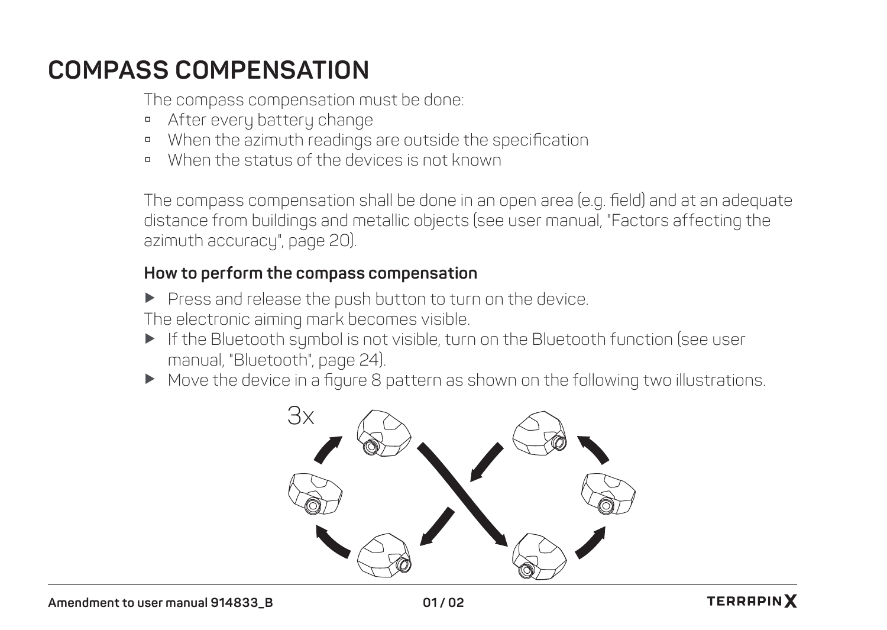# COMPASS COMPENSATION

The compass compensation must be done:

- After every battery change
- When the azimuth readings are outside the specification
- When the status of the devices is not known

The compass compensation shall be done in an open area (e.g. field) and at an adequate distance from buildings and metallic objects (see user manual, "Factors affecting the azimuth accuracy", page 20).

### How to perform the compass compensation

- ▶ Press and release the push button to turn on the device.

The electronic aiming mark becomes visible.

- ▶ If the Bluetooth symbol is not visible, turn on the Bluetooth function (see user manual, "Bluetooth", page 24).
- ▶ Move the device in a figure 8 pattern as shown on the following two illustrations.

3x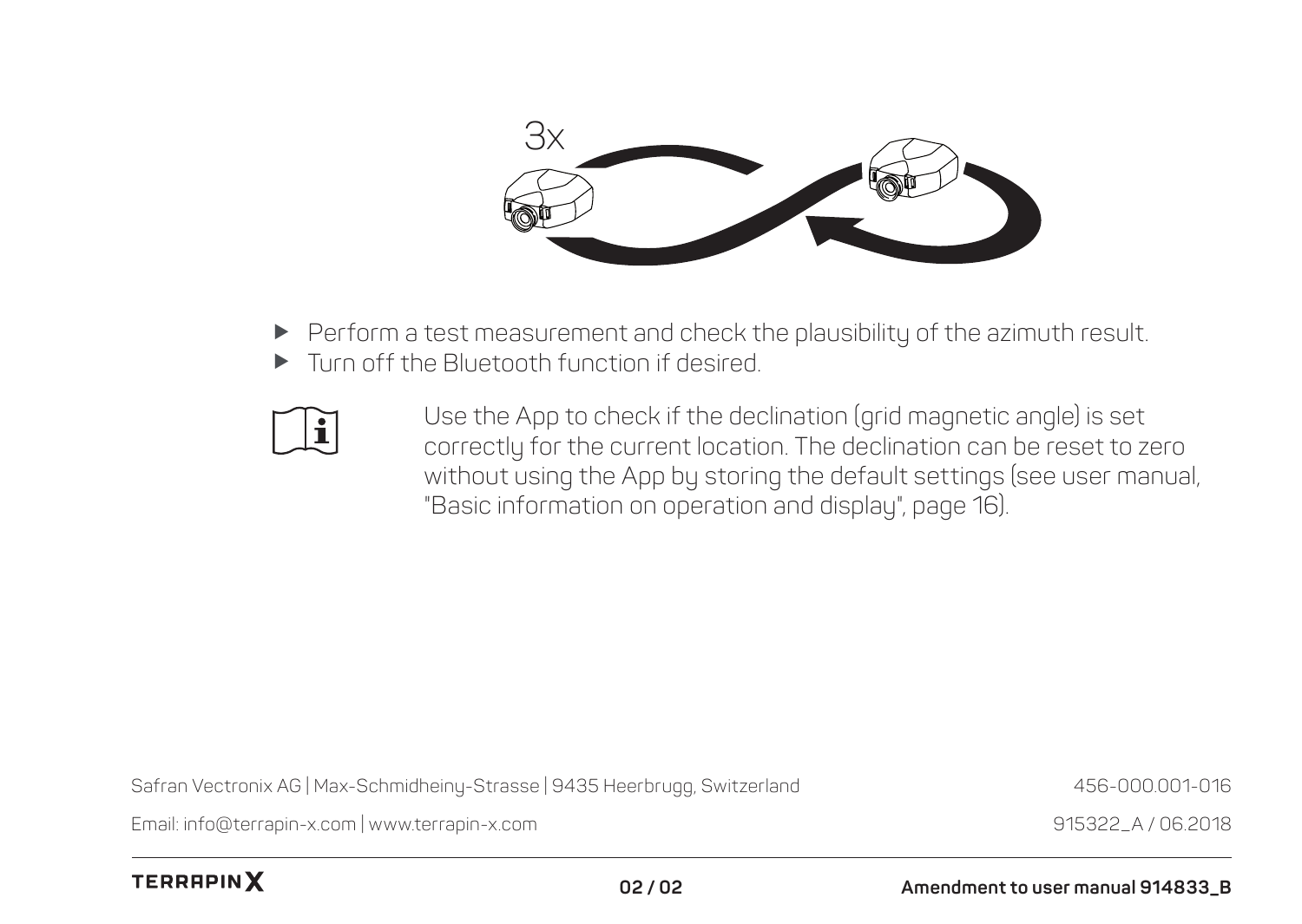3x

- Perform a test measurement and check the plausibility of the azimuth result.
- Turn off the Bluetooth function if desired.

Use the App to check if the declination (grid magnetic angle) is set correctly for the current location. The declination can be reset to zero without using the App by storing the default settings (see user manual, "Basic information on operation and display", page 16).

Safran Vectronix AG | Max-Schmidheiny-Strasse | 9435 Heerbrugg, Switzerland

Email: info@terrapin-x.com | www.terrapin-x.com

456-000.001-016

915322_A / 06.2018